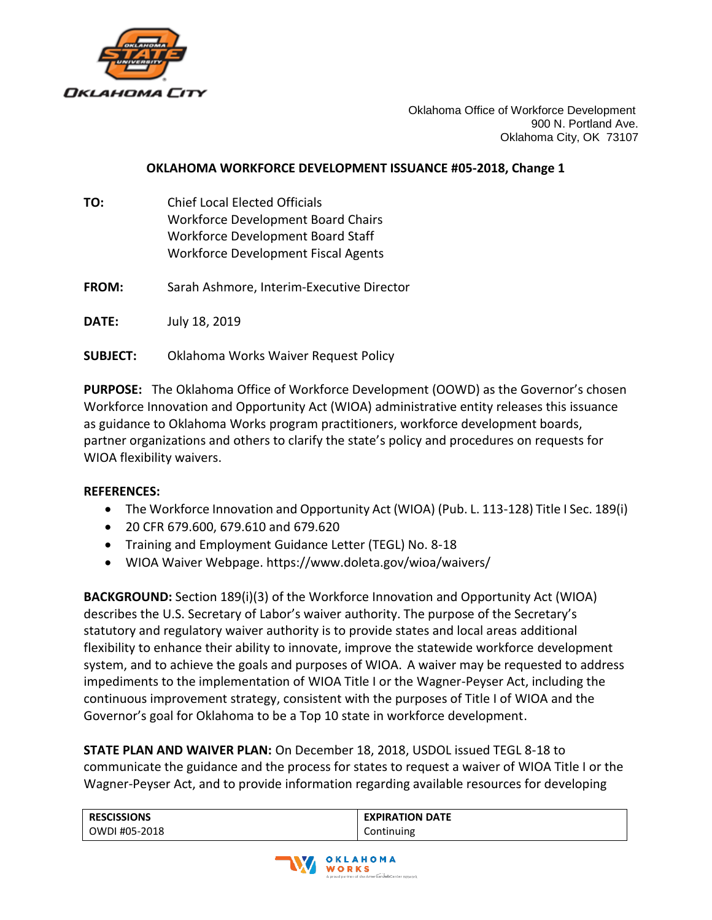Oklahoma Office of Workforce Development
900 N. Portland Ave.
Oklahoma City, OK 73107

## OKLAHOMA WORKFORCE DEVELOPMENT ISSUANCE #05-2018, Change 1

**TO:** Chief Local Elected Officials
Workforce Development Board Chairs
Workforce Development Board Staff
Workforce Development Fiscal Agents

**FROM:** Sarah Ashmore, Interim-Executive Director

**DATE:** July 18, 2019

**SUBJECT:** Oklahoma Works Waiver Request Policy

**PURPOSE:** The Oklahoma Office of Workforce Development (OOWD) as the Governor's chosen Workforce Innovation and Opportunity Act (WIOA) administrative entity releases this issuance as guidance to Oklahoma Works program practitioners, workforce development boards, partner organizations and others to clarify the state's policy and procedures on requests for WIOA flexibility waivers.

**REFERENCES:**

- The Workforce Innovation and Opportunity Act (WIOA) (Pub. L. 113-128) Title I Sec. 189(i)
- 20 CFR 679.600, 679.610 and 679.620
- Training and Employment Guidance Letter (TEGL) No. 8-18
- WIOA Waiver Webpage. https://www.doleta.gov/wioa/waivers/

**BACKGROUND:** Section 189(i)(3) of the Workforce Innovation and Opportunity Act (WIOA) describes the U.S. Secretary of Labor's waiver authority. The purpose of the Secretary's statutory and regulatory waiver authority is to provide states and local areas additional flexibility to enhance their ability to innovate, improve the statewide workforce development system, and to achieve the goals and purposes of WIOA. A waiver may be requested to address impediments to the implementation of WIOA Title I or the Wagner-Peyser Act, including the continuous improvement strategy, consistent with the purposes of Title I of WIOA and the Governor's goal for Oklahoma to be a Top 10 state in workforce development.

**STATE PLAN AND WAIVER PLAN:** On December 18, 2018, USDOL issued TEGL 8-18 to communicate the guidance and the process for states to request a waiver of WIOA Title I or the Wagner-Peyser Act, and to provide information regarding available resources for developing

| RESCISSIONS | EXPIRATION DATE |
| --- | --- |
| OWDI #05-2018 | Continuing |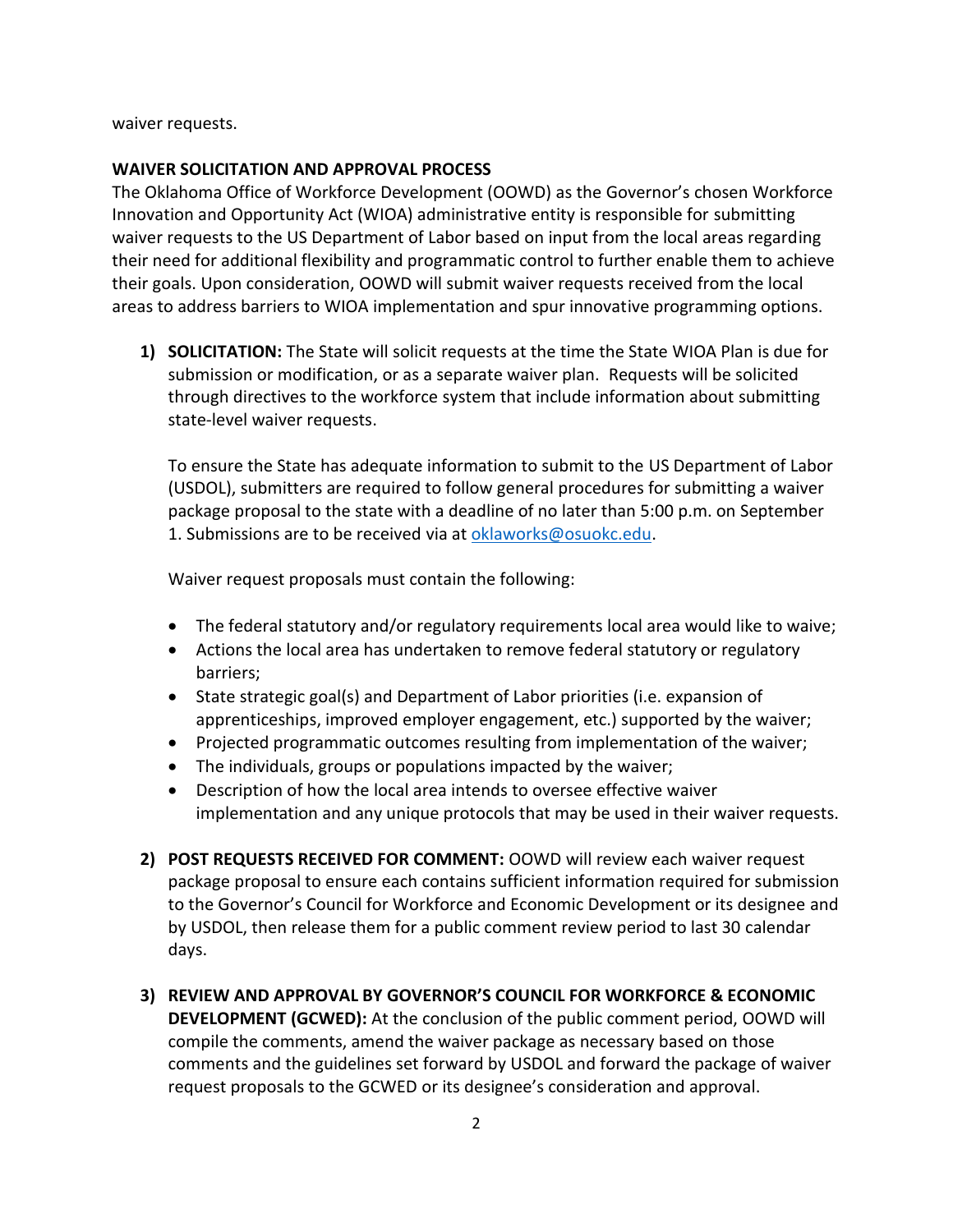waiver requests.

**WAIVER SOLICITATION AND APPROVAL PROCESS**

The Oklahoma Office of Workforce Development (OOWD) as the Governor's chosen Workforce Innovation and Opportunity Act (WIOA) administrative entity is responsible for submitting waiver requests to the US Department of Labor based on input from the local areas regarding their need for additional flexibility and programmatic control to further enable them to achieve their goals. Upon consideration, OOWD will submit waiver requests received from the local areas to address barriers to WIOA implementation and spur innovative programming options.

1) **SOLICITATION:** The State will solicit requests at the time the State WIOA Plan is due for submission or modification, or as a separate waiver plan. Requests will be solicited through directives to the workforce system that include information about submitting state-level waiver requests.

   To ensure the State has adequate information to submit to the US Department of Labor (USDOL), submitters are required to follow general procedures for submitting a waiver package proposal to the state with a deadline of no later than 5:00 p.m. on September 1. Submissions are to be received via at oklaworks@osuokc.edu.

   Waiver request proposals must contain the following:

   - The federal statutory and/or regulatory requirements local area would like to waive;
   - Actions the local area has undertaken to remove federal statutory or regulatory barriers;
   - State strategic goal(s) and Department of Labor priorities (i.e. expansion of apprenticeships, improved employer engagement, etc.) supported by the waiver;
   - Projected programmatic outcomes resulting from implementation of the waiver;
   - The individuals, groups or populations impacted by the waiver;
   - Description of how the local area intends to oversee effective waiver implementation and any unique protocols that may be used in their waiver requests.

2) **POST REQUESTS RECEIVED FOR COMMENT:** OOWD will review each waiver request package proposal to ensure each contains sufficient information required for submission to the Governor's Council for Workforce and Economic Development or its designee and by USDOL, then release them for a public comment review period to last 30 calendar days.

3) **REVIEW AND APPROVAL BY GOVERNOR'S COUNCIL FOR WORKFORCE & ECONOMIC DEVELOPMENT (GCWED):** At the conclusion of the public comment period, OOWD will compile the comments, amend the waiver package as necessary based on those comments and the guidelines set forward by USDOL and forward the package of waiver request proposals to the GCWED or its designee's consideration and approval.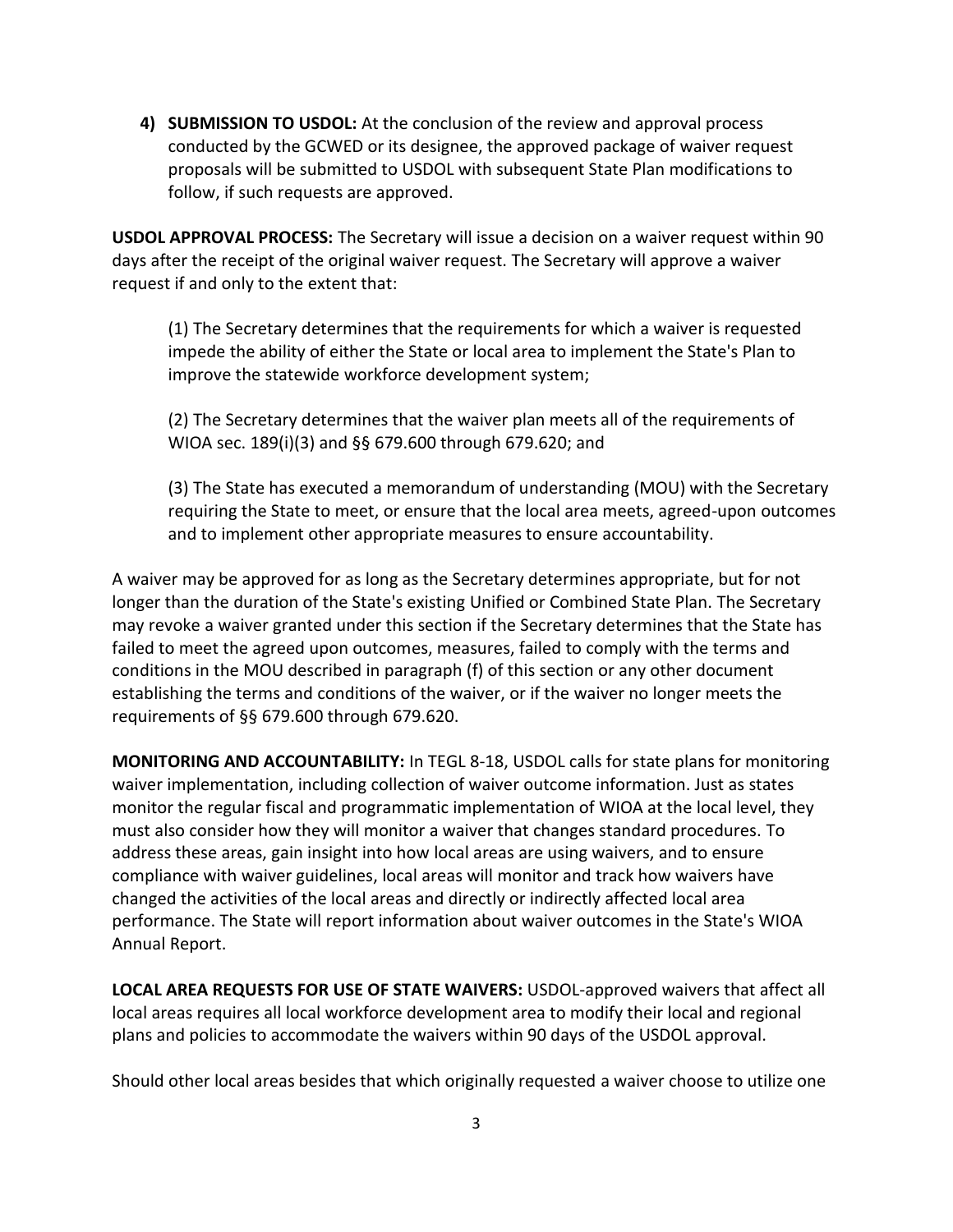4) **SUBMISSION TO USDOL:** At the conclusion of the review and approval process conducted by the GCWED or its designee, the approved package of waiver request proposals will be submitted to USDOL with subsequent State Plan modifications to follow, if such requests are approved.

**USDOL APPROVAL PROCESS:** The Secretary will issue a decision on a waiver request within 90 days after the receipt of the original waiver request. The Secretary will approve a waiver request if and only to the extent that:

(1) The Secretary determines that the requirements for which a waiver is requested impede the ability of either the State or local area to implement the State's Plan to improve the statewide workforce development system;

(2) The Secretary determines that the waiver plan meets all of the requirements of WIOA sec. 189(i)(3) and §§ 679.600 through 679.620; and

(3) The State has executed a memorandum of understanding (MOU) with the Secretary requiring the State to meet, or ensure that the local area meets, agreed-upon outcomes and to implement other appropriate measures to ensure accountability.

A waiver may be approved for as long as the Secretary determines appropriate, but for not longer than the duration of the State's existing Unified or Combined State Plan. The Secretary may revoke a waiver granted under this section if the Secretary determines that the State has failed to meet the agreed upon outcomes, measures, failed to comply with the terms and conditions in the MOU described in paragraph (f) of this section or any other document establishing the terms and conditions of the waiver, or if the waiver no longer meets the requirements of §§ 679.600 through 679.620.

**MONITORING AND ACCOUNTABILITY:** In TEGL 8-18, USDOL calls for state plans for monitoring waiver implementation, including collection of waiver outcome information. Just as states monitor the regular fiscal and programmatic implementation of WIOA at the local level, they must also consider how they will monitor a waiver that changes standard procedures. To address these areas, gain insight into how local areas are using waivers, and to ensure compliance with waiver guidelines, local areas will monitor and track how waivers have changed the activities of the local areas and directly or indirectly affected local area performance. The State will report information about waiver outcomes in the State's WIOA Annual Report.

**LOCAL AREA REQUESTS FOR USE OF STATE WAIVERS:** USDOL-approved waivers that affect all local areas requires all local workforce development area to modify their local and regional plans and policies to accommodate the waivers within 90 days of the USDOL approval.

Should other local areas besides that which originally requested a waiver choose to utilize one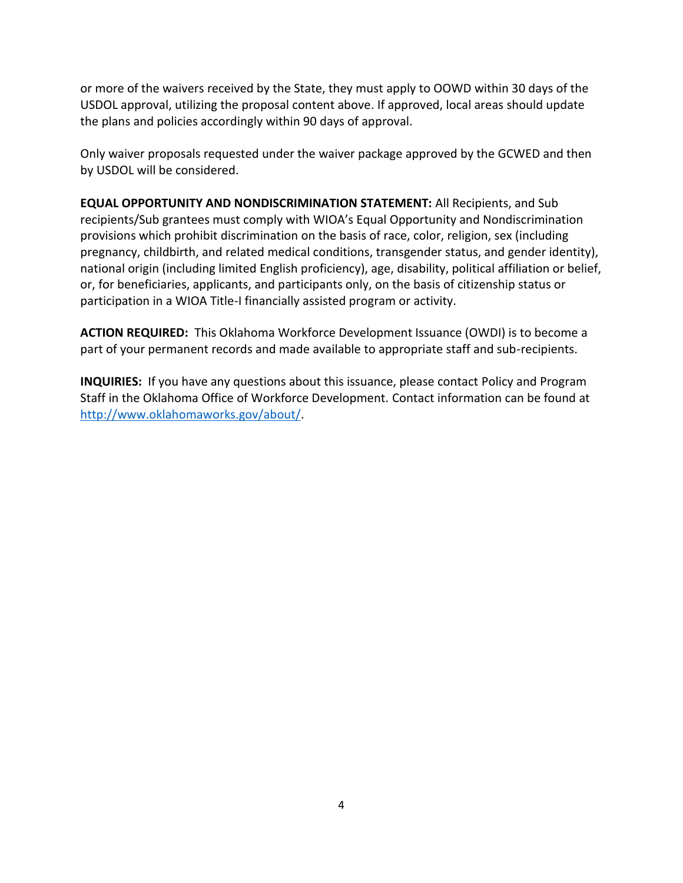or more of the waivers received by the State, they must apply to OOWD within 30 days of the USDOL approval, utilizing the proposal content above. If approved, local areas should update the plans and policies accordingly within 90 days of approval.

Only waiver proposals requested under the waiver package approved by the GCWED and then by USDOL will be considered.

**EQUAL OPPORTUNITY AND NONDISCRIMINATION STATEMENT:** All Recipients, and Sub recipients/Sub grantees must comply with WIOA's Equal Opportunity and Nondiscrimination provisions which prohibit discrimination on the basis of race, color, religion, sex (including pregnancy, childbirth, and related medical conditions, transgender status, and gender identity), national origin (including limited English proficiency), age, disability, political affiliation or belief, or, for beneficiaries, applicants, and participants only, on the basis of citizenship status or participation in a WIOA Title-I financially assisted program or activity.

**ACTION REQUIRED:** This Oklahoma Workforce Development Issuance (OWDI) is to become a part of your permanent records and made available to appropriate staff and sub-recipients.

**INQUIRIES:** If you have any questions about this issuance, please contact Policy and Program Staff in the Oklahoma Office of Workforce Development. Contact information can be found at [http://www.oklahomaworks.gov/about/](http://www.oklahomaworks.gov/about/).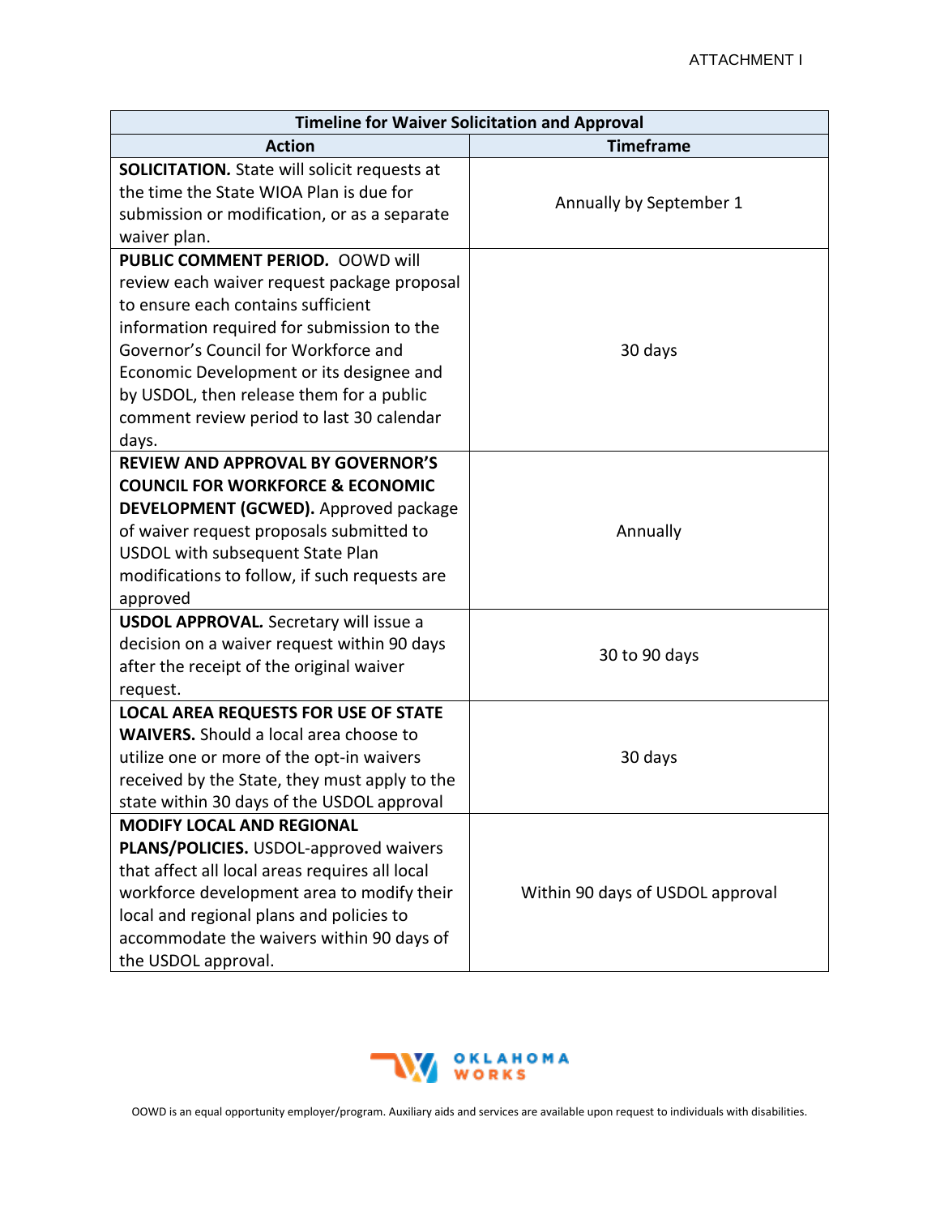ATTACHMENT I

| Timeline for Waiver Solicitation and Approval | |
|---|---|
| **Action** | **Timeframe** |
| **SOLICITATION.** State will solicit requests at the time the State WIOA Plan is due for submission or modification, or as a separate waiver plan. | Annually by September 1 |
| **PUBLIC COMMENT PERIOD.** OOWD will review each waiver request package proposal to ensure each contains sufficient information required for submission to the Governor's Council for Workforce and Economic Development or its designee and by USDOL, then release them for a public comment review period to last 30 calendar days. | 30 days |
| **REVIEW AND APPROVAL BY GOVERNOR'S COUNCIL FOR WORKFORCE & ECONOMIC DEVELOPMENT (GCWED).** Approved package of waiver request proposals submitted to USDOL with subsequent State Plan modifications to follow, if such requests are approved | Annually |
| **USDOL APPROVAL.** Secretary will issue a decision on a waiver request within 90 days after the receipt of the original waiver request. | 30 to 90 days |
| **LOCAL AREA REQUESTS FOR USE OF STATE WAIVERS.** Should a local area choose to utilize one or more of the opt-in waivers received by the State, they must apply to the state within 30 days of the USDOL approval | 30 days |
| **MODIFY LOCAL AND REGIONAL PLANS/POLICIES.** USDOL-approved waivers that affect all local areas requires all local workforce development area to modify their local and regional plans and policies to accommodate the waivers within 90 days of the USDOL approval. | Within 90 days of USDOL approval |

OKLAHOMA WORKS

OOWD is an equal opportunity employer/program. Auxiliary aids and services are available upon request to individuals with disabilities.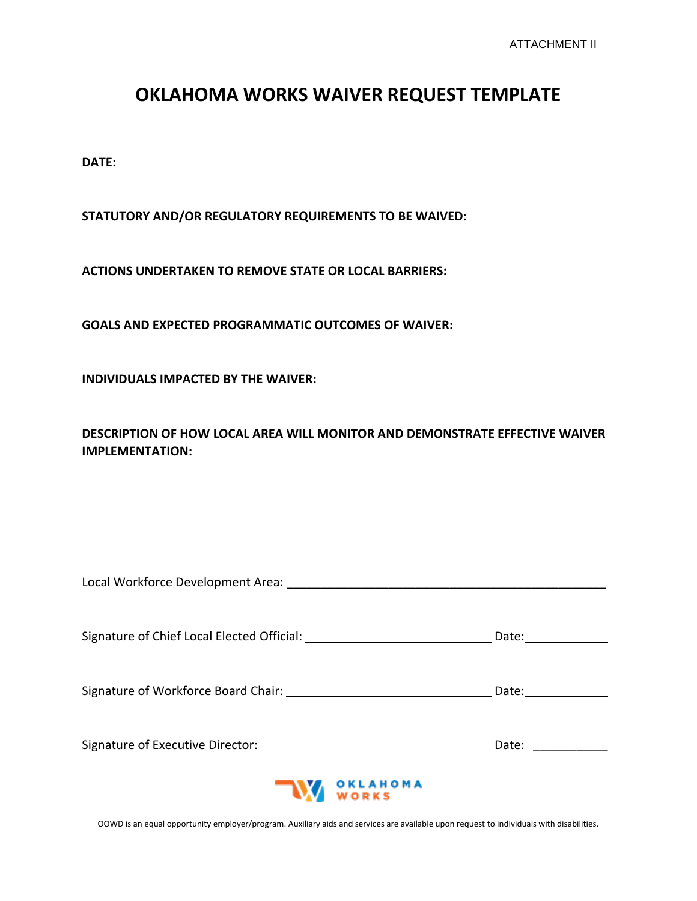ATTACHMENT II

# OKLAHOMA WORKS WAIVER REQUEST TEMPLATE

**DATE:**

**STATUTORY AND/OR REGULATORY REQUIREMENTS TO BE WAIVED:**

**ACTIONS UNDERTAKEN TO REMOVE STATE OR LOCAL BARRIERS:**

**GOALS AND EXPECTED PROGRAMMATIC OUTCOMES OF WAIVER:**

**INDIVIDUALS IMPACTED BY THE WAIVER:**

**DESCRIPTION OF HOW LOCAL AREA WILL MONITOR AND DEMONSTRATE EFFECTIVE WAIVER IMPLEMENTATION:**

Local Workforce Development Area: ______________________________________________

Signature of Chief Local Elected Official: ____________________________ Date: ___________

Signature of Workforce Board Chair: ______________________________ Date: ___________

Signature of Executive Director: __________________________________ Date: ___________

OKLAHOMA WORKS

OOWD is an equal opportunity employer/program. Auxiliary aids and services are available upon request to individuals with disabilities.